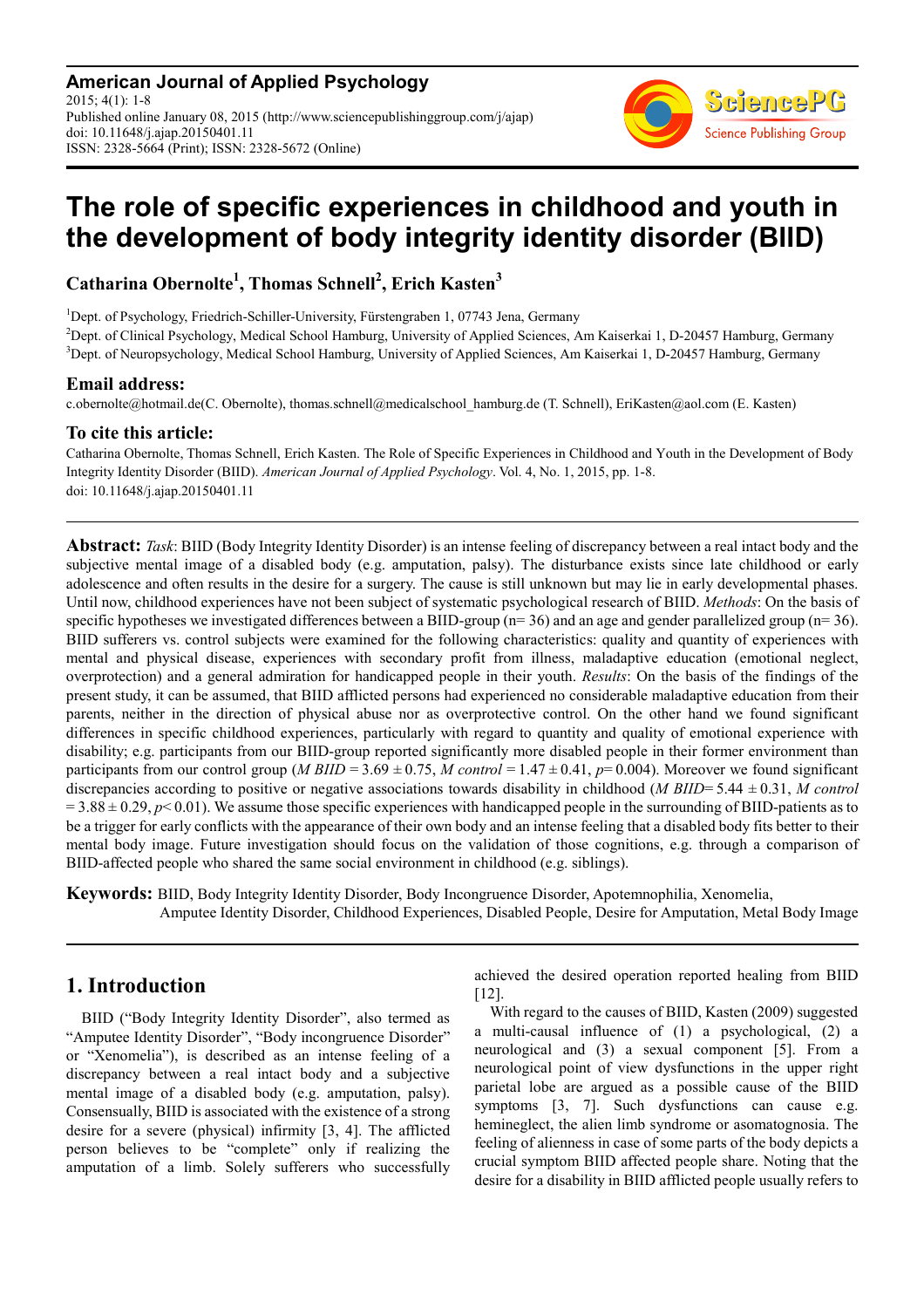**American Journal of Applied Psychology**
2015; 4(1): 1-8
Published online January 08, 2015 (http://www.sciencepublishinggroup.com/j/ajap)
doi: 10.11648/j.ajap.20150401.11
ISSN: 2328-5664 (Print); ISSN: 2328-5672 (Online)

# The role of specific experiences in childhood and youth in the development of body integrity identity disorder (BIID)

**Catharina Obernolte[1], Thomas Schnell[2], Erich Kasten[3]**

[1]Dept. of Psychology, Friedrich-Schiller-University, Fürstengraben 1, 07743 Jena, Germany
[2]Dept. of Clinical Psychology, Medical School Hamburg, University of Applied Sciences, Am Kaiserkai 1, D-20457 Hamburg, Germany
[3]Dept. of Neuropsychology, Medical School Hamburg, University of Applied Sciences, Am Kaiserkai 1, D-20457 Hamburg, Germany

### Email address:

c.obernolte@hotmail.de(C. Obernolte), thomas.schnell@medicalschool_hamburg.de (T. Schnell), EriKasten@aol.com (E. Kasten)

### To cite this article:

Catharina Obernolte, Thomas Schnell, Erich Kasten. The Role of Specific Experiences in Childhood and Youth in the Development of Body Integrity Identity Disorder (BIID). *American Journal of Applied Psychology*. Vol. 4, No. 1, 2015, pp. 1-8. doi: 10.11648/j.ajap.20150401.11

---

**Abstract:** *Task*: BIID (Body Integrity Identity Disorder) is an intense feeling of discrepancy between a real intact body and the subjective mental image of a disabled body (e.g. amputation, palsy). The disturbance exists since late childhood or early adolescence and often results in the desire for a surgery. The cause is still unknown but may lie in early developmental phases. Until now, childhood experiences have not been subject of systematic psychological research of BIID. *Methods*: On the basis of specific hypotheses we investigated differences between a BIID-group (n= 36) and an age and gender parallelized group (n= 36). BIID sufferers vs. control subjects were examined for the following characteristics: quality and quantity of experiences with mental and physical disease, experiences with secondary profit from illness, maladaptive education (emotional neglect, overprotection) and a general admiration for handicapped people in their youth. *Results*: On the basis of the findings of the present study, it can be assumed, that BIID afflicted persons had experienced no considerable maladaptive education from their parents, neither in the direction of physical abuse nor as overprotective control. On the other hand we found significant differences in specific childhood experiences, particularly with regard to quantity and quality of emotional experience with disability; e.g. participants from our BIID-group reported significantly more disabled people in their former environment than participants from our control group ($M_{BIID} = 3.69 \pm 0.75$, $M_{control} = 1.47 \pm 0.41$, $p = 0.004$). Moreover we found significant discrepancies according to positive or negative associations towards disability in childhood ($M_{BIID} = 5.44 \pm 0.31$, $M_{control} = 3.88 \pm 0.29$, $p < 0.01$). We assume those specific experiences with handicapped people in the surrounding of BIID-patients as to be a trigger for early conflicts with the appearance of their own body and an intense feeling that a disabled body fits better to their mental body image. Future investigation should focus on the validation of those cognitions, e.g. through a comparison of BIID-affected people who shared the same social environment in childhood (e.g. siblings).

**Keywords:** BIID, Body Integrity Identity Disorder, Body Incongruence Disorder, Apotemnophilia, Xenomelia, Amputee Identity Disorder, Childhood Experiences, Disabled People, Desire for Amputation, Metal Body Image

---

## 1. Introduction

BIID ("Body Integrity Identity Disorder", also termed as "Amputee Identity Disorder", "Body incongruence Disorder" or "Xenomelia"), is described as an intense feeling of a discrepancy between a real intact body and a subjective mental image of a disabled body (e.g. amputation, palsy). Consensually, BIID is associated with the existence of a strong desire for a severe (physical) infirmity [3, 4]. The afflicted person believes to be "complete" only if realizing the amputation of a limb. Solely sufferers who successfully achieved the desired operation reported healing from BIID [12].

With regard to the causes of BIID, Kasten (2009) suggested a multi-causal influence of (1) a psychological, (2) a neurological and (3) a sexual component [5]. From a neurological point of view dysfunctions in the upper right parietal lobe are argued as a possible cause of the BIID symptoms [3, 7]. Such dysfunctions can cause e.g. hemineglect, the alien limb syndrome or asomatognosia. The feeling of alienness in case of some parts of the body depicts a crucial symptom BIID affected people share. Noting that the desire for a disability in BIID afflicted people usually refers to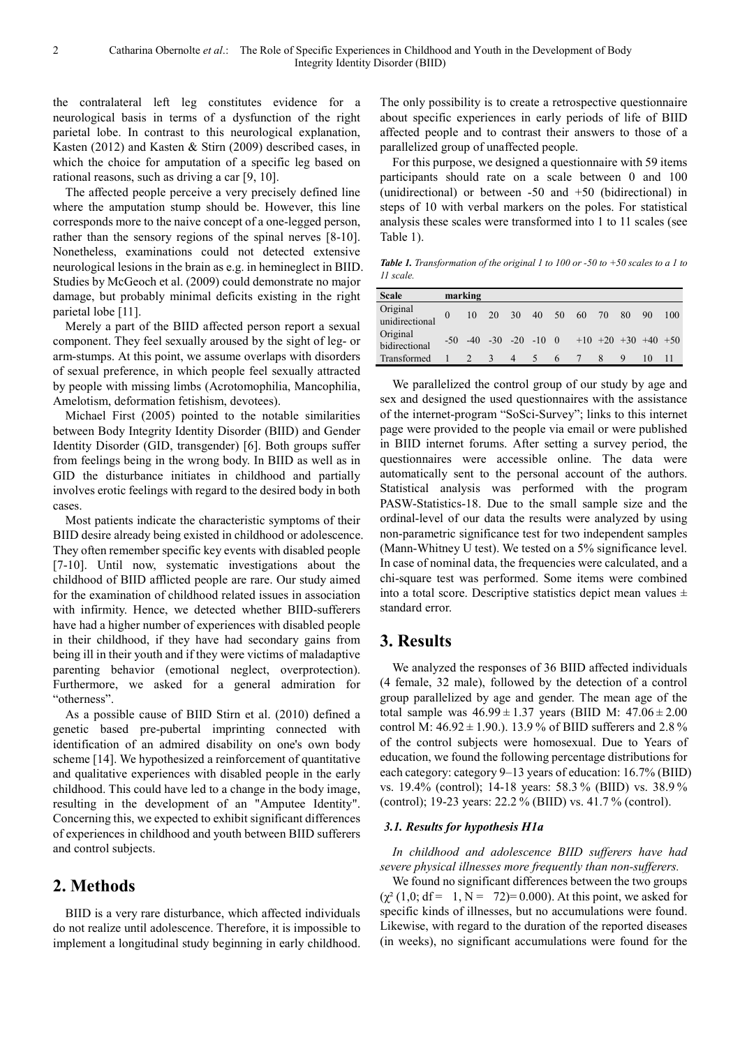the contralateral left leg constitutes evidence for a neurological basis in terms of a dysfunction of the right parietal lobe. In contrast to this neurological explanation, Kasten (2012) and Kasten & Stirn (2009) described cases, in which the choice for amputation of a specific leg based on rational reasons, such as driving a car [9, 10].

The affected people perceive a very precisely defined line where the amputation stump should be. However, this line corresponds more to the naive concept of a one-legged person, rather than the sensory regions of the spinal nerves [8-10]. Nonetheless, examinations could not detected extensive neurological lesions in the brain as e.g. in hemineglect in BIID. Studies by McGeoch et al. (2009) could demonstrate no major damage, but probably minimal deficits existing in the right parietal lobe [11].

Merely a part of the BIID affected person report a sexual component. They feel sexually aroused by the sight of leg- or arm-stumps. At this point, we assume overlaps with disorders of sexual preference, in which people feel sexually attracted by people with missing limbs (Acrotomophilia, Mancophilia, Amelotism, deformation fetishism, devotees).

Michael First (2005) pointed to the notable similarities between Body Integrity Identity Disorder (BIID) and Gender Identity Disorder (GID, transgender) [6]. Both groups suffer from feelings being in the wrong body. In BIID as well as in GID the disturbance initiates in childhood and partially involves erotic feelings with regard to the desired body in both cases.

Most patients indicate the characteristic symptoms of their BIID desire already being existed in childhood or adolescence. They often remember specific key events with disabled people [7-10]. Until now, systematic investigations about the childhood of BIID afflicted people are rare. Our study aimed for the examination of childhood related issues in association with infirmity. Hence, we detected whether BIID-sufferers have had a higher number of experiences with disabled people in their childhood, if they have had secondary gains from being ill in their youth and if they were victims of maladaptive parenting behavior (emotional neglect, overprotection). Furthermore, we asked for a general admiration for "otherness".

As a possible cause of BIID Stirn et al. (2010) defined a genetic based pre-pubertal imprinting connected with identification of an admired disability on one's own body scheme [14]. We hypothesized a reinforcement of quantitative and qualitative experiences with disabled people in the early childhood. This could have led to a change in the body image, resulting in the development of an "Amputee Identity". Concerning this, we expected to exhibit significant differences of experiences in childhood and youth between BIID sufferers and control subjects.

## 2. Methods

BIID is a very rare disturbance, which affected individuals do not realize until adolescence. Therefore, it is impossible to implement a longitudinal study beginning in early childhood. The only possibility is to create a retrospective questionnaire about specific experiences in early periods of life of BIID affected people and to contrast their answers to those of a parallelized group of unaffected people.

For this purpose, we designed a questionnaire with 59 items participants should rate on a scale between 0 and 100 (unidirectional) or between -50 and +50 (bidirectional) in steps of 10 with verbal markers on the poles. For statistical analysis these scales were transformed into 1 to 11 scales (see Table 1).

***Table 1.*** *Transformation of the original 1 to 100 or -50 to +50 scales to a 1 to 11 scale.*

| Scale | marking | | | | | | | | | | |
|---|---|---|---|---|---|---|---|---|---|---|---|
| Original unidirectional | 0 | 10 | 20 | 30 | 40 | 50 | 60 | 70 | 80 | 90 | 100 |
| Original bidirectional | -50 | -40 | -30 | -20 | -10 | 0 | +10 | +20 | +30 | +40 | +50 |
| Transformed | 1 | 2 | 3 | 4 | 5 | 6 | 7 | 8 | 9 | 10 | 11 |

We parallelized the control group of our study by age and sex and designed the used questionnaires with the assistance of the internet-program "SoSci-Survey"; links to this internet page were provided to the people via email or were published in BIID internet forums. After setting a survey period, the questionnaires were accessible online. The data were automatically sent to the personal account of the authors. Statistical analysis was performed with the program PASW-Statistics-18. Due to the small sample size and the ordinal-level of our data the results were analyzed by using non-parametric significance test for two independent samples (Mann-Whitney U test). We tested on a 5% significance level. In case of nominal data, the frequencies were calculated, and a chi-square test was performed. Some items were combined into a total score. Descriptive statistics depict mean values ± standard error.

## 3. Results

We analyzed the responses of 36 BIID affected individuals (4 female, 32 male), followed by the detection of a control group parallelized by age and gender. The mean age of the total sample was 46.99 ± 1.37 years (BIID M: 47.06 ± 2.00 control M: 46.92 ± 1.90.). 13.9 % of BIID sufferers and 2.8 % of the control subjects were homosexual. Due to Years of education, we found the following percentage distributions for each category: category 9–13 years of education: 16.7% (BIID) vs. 19.4% (control); 14-18 years: 58.3 % (BIID) vs. 38.9 % (control); 19-23 years: 22.2 % (BIID) vs. 41.7 % (control).

### *3.1. Results for hypothesis H1a*

*In childhood and adolescence BIID sufferers have had severe physical illnesses more frequently than non-sufferers.*

We found no significant differences between the two groups ($\chi^2$ (1,0; df = 1, N = 72)= 0.000). At this point, we asked for specific kinds of illnesses, but no accumulations were found. Likewise, with regard to the duration of the reported diseases (in weeks), no significant accumulations were found for the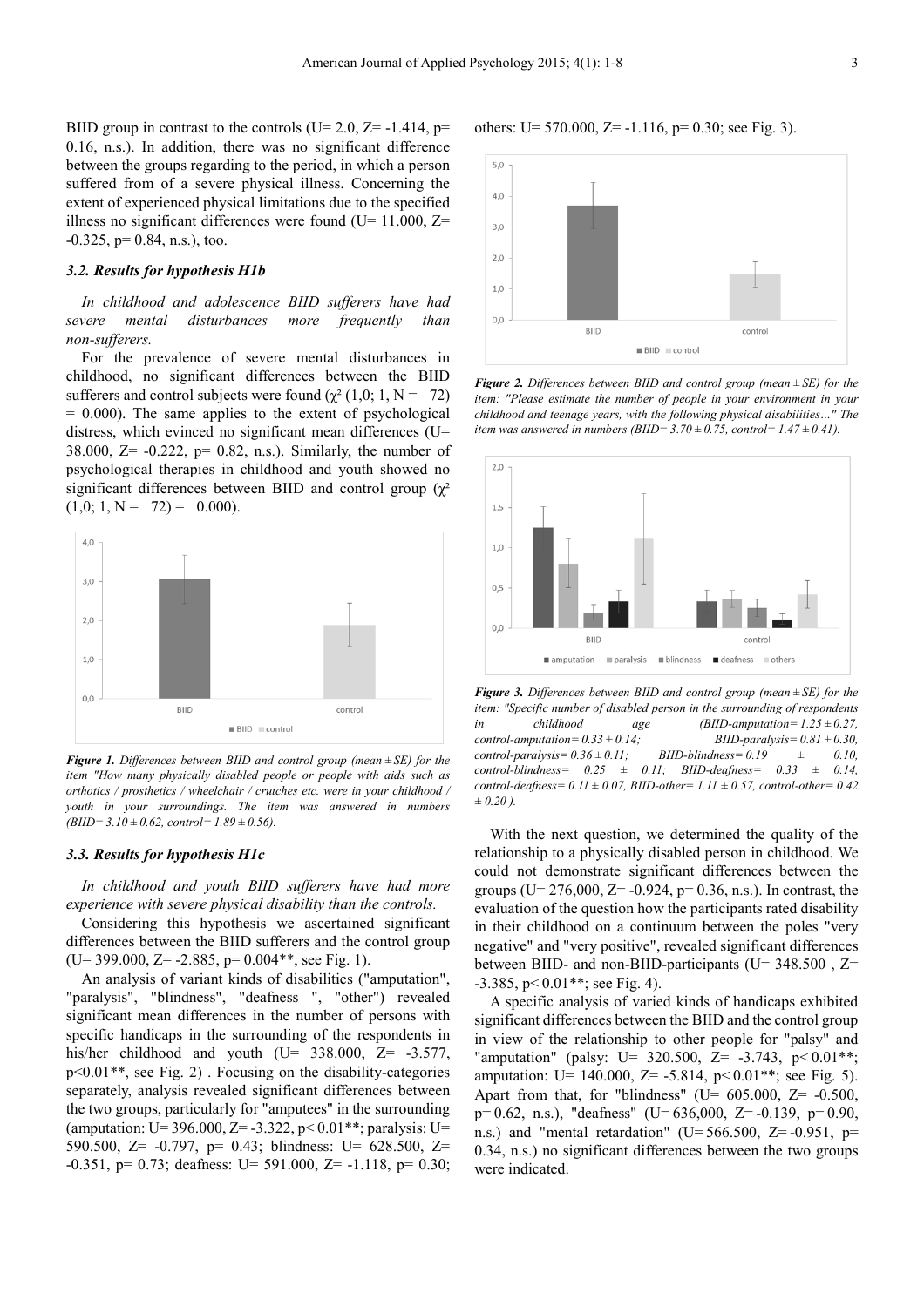BIID group in contrast to the controls (U= 2.0, Z= -1.414, p= 0.16, n.s.). In addition, there was no significant difference between the groups regarding to the period, in which a person suffered from of a severe physical illness. Concerning the extent of experienced physical limitations due to the specified illness no significant differences were found (U= 11.000, Z= -0.325, p= 0.84, n.s.), too.

### 3.2. Results for hypothesis H1b

*In childhood and adolescence BIID sufferers have had severe mental disturbances more frequently than non-sufferers.*

For the prevalence of severe mental disturbances in childhood, no significant differences between the BIID sufferers and control subjects were found ($\chi^2$ (1,0; 1, N = 72) = 0.000). The same applies to the extent of psychological distress, which evinced no significant mean differences (U= 38.000, Z= -0.222, p= 0.82, n.s.). Similarly, the number of psychological therapies in childhood and youth showed no significant differences between BIID and control group ($\chi^2$ (1,0; 1, N = 72) = 0.000).

*Figure 1. Differences between BIID and control group (mean ± SE) for the item "How many physically disabled people or people with aids such as orthotics / prosthetics / wheelchair / crutches etc. were in your childhood / youth in your surroundings. The item was answered in numbers (BIID= 3.10 ± 0.62, control= 1.89 ± 0.56).*

### 3.3. Results for hypothesis H1c

*In childhood and youth BIID sufferers have had more experience with severe physical disability than the controls.*

Considering this hypothesis we ascertained significant differences between the BIID sufferers and the control group (U= 399.000, Z= -2.885, p= 0.004**, see Fig. 1).

An analysis of variant kinds of disabilities ("amputation", "paralysis", "blindness", "deafness ", "other") revealed significant mean differences in the number of persons with specific handicaps in the surrounding of the respondents in his/her childhood and youth (U= 338.000, Z= -3.577, p<0.01**, see Fig. 2) . Focusing on the disability-categories separately, analysis revealed significant differences between the two groups, particularly for "amputees" in the surrounding (amputation: U= 396.000, Z= -3.322, p< 0.01**; paralysis: U= 590.500, Z= -0.797, p= 0.43; blindness: U= 628.500, Z= -0.351, p= 0.73; deafness: U= 591.000, Z= -1.118, p= 0.30; others: U= 570.000, Z= -1.116, p= 0.30; see Fig. 3).

*Figure 2. Differences between BIID and control group (mean ± SE) for the item: "Please estimate the number of people in your environment in your childhood and teenage years, with the following physical disabilities…" The item was answered in numbers (BIID= 3.70 ± 0.75, control= 1.47 ± 0.41).*

*Figure 3. Differences between BIID and control group (mean ± SE) for the item: "Specific number of disabled person in the surrounding of respondents in childhood age (BIID-amputation= 1.25 ± 0.27, control-amputation= 0.33 ± 0.14; BIID-paralysis= 0.81 ± 0.30, control-paralysis= 0.36 ± 0.11; BIID-blindness= 0.19 ± 0.10, control-blindness= 0.25 ± 0,11; BIID-deafness= 0.33 ± 0.14, control-deafness= 0.11 ± 0.07, BIID-other= 1.11 ± 0.57, control-other= 0.42 ± 0.20 ).*

With the next question, we determined the quality of the relationship to a physically disabled person in childhood. We could not demonstrate significant differences between the groups (U= 276,000, Z= -0.924, p= 0.36, n.s.). In contrast, the evaluation of the question how the participants rated disability in their childhood on a continuum between the poles "very negative" and "very positive", revealed significant differences between BIID- and non-BIID-participants (U= 348.500 , Z= -3.385, p< 0.01**; see Fig. 4).

A specific analysis of varied kinds of handicaps exhibited significant differences between the BIID and the control group in view of the relationship to other people for "palsy" and "amputation" (palsy: U= 320.500, Z= -3.743, p< 0.01**; amputation: U= 140.000, Z= -5.814, p< 0.01**; see Fig. 5). Apart from that, for "blindness" (U= 605.000, Z= -0.500, p= 0.62, n.s.), "deafness" (U= 636,000, Z= -0.139, p= 0.90, n.s.) and "mental retardation" (U= 566.500, Z= -0.951, p= 0.34, n.s.) no significant differences between the two groups were indicated.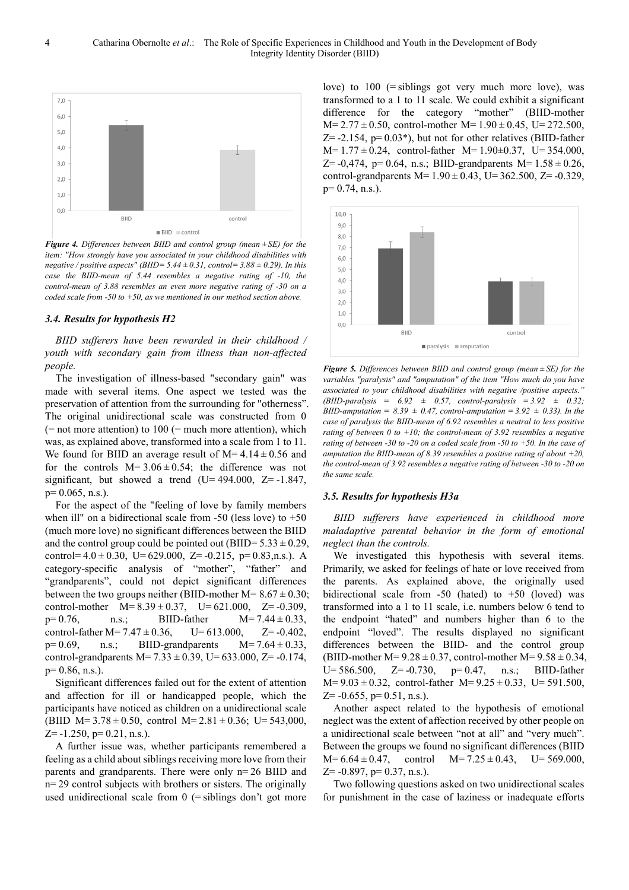*Figure 4. Differences between BIID and control group (mean ± SE) for the item: "How strongly have you associated in your childhood disabilities with negative / positive aspects" (BIID= 5.44 ± 0.31, control= 3.88 ± 0.29). In this case the BIID-mean of 5.44 resembles a negative rating of -10, the control-mean of 3.88 resembles an even more negative rating of -30 on a coded scale from -50 to +50, as we mentioned in our method section above.*

### 3.4. Results for hypothesis H2

*BIID sufferers have been rewarded in their childhood / youth with secondary gain from illness than non-affected people.*

The investigation of illness-based "secondary gain" was made with several items. One aspect we tested was the preservation of attention from the surrounding for "otherness". The original unidirectional scale was constructed from 0 (= not more attention) to 100 (= much more attention), which was, as explained above, transformed into a scale from 1 to 11. We found for BIID an average result of M= 4.14 ± 0.56 and for the controls M= 3.06 ± 0.54; the difference was not significant, but showed a trend (U= 494.000, Z= -1.847, p= 0.065, n.s.).

For the aspect of the "feeling of love by family members when ill" on a bidirectional scale from -50 (less love) to +50 (much more love) no significant differences between the BIID and the control group could be pointed out (BIID= 5.33 ± 0.29, control= 4.0 ± 0.30, U= 629.000, Z= -0.215, p= 0.83,n.s.). A category-specific analysis of "mother", "father" and "grandparents", could not depict significant differences between the two groups neither (BIID-mother M= 8.67 ± 0.30; control-mother M= 8.39 ± 0.37, U= 621.000, Z= -0.309, p= 0.76, n.s.; BIID-father M= 7.44 ± 0.33, control-father M= 7.47 ± 0.36, U= 613.000, Z= -0.402, p= 0.69, n.s.; BIID-grandparents M= 7.64 ± 0.33, control-grandparents M= 7.33 ± 0.39, U= 633.000, Z= -0.174, p= 0.86, n.s.).

Significant differences failed out for the extent of attention and affection for ill or handicapped people, which the participants have noticed as children on a unidirectional scale (BIID M= 3.78 ± 0.50, control M= 2.81 ± 0.36; U= 543,000, Z= -1.250, p= 0.21, n.s.).

A further issue was, whether participants remembered a feeling as a child about siblings receiving more love from their parents and grandparents. There were only n= 26 BIID and n= 29 control subjects with brothers or sisters. The originally used unidirectional scale from 0 (= siblings don't got more love) to 100 (= siblings got very much more love), was transformed to a 1 to 11 scale. We could exhibit a significant difference for the category "mother" (BIID-mother M= 2.77 ± 0.50, control-mother M= 1.90 ± 0.45, U= 272.500, Z= -2.154, p= 0.03*), but not for other relatives (BIID-father M= 1.77 ± 0.24, control-father M= 1.90±0.37, U= 354.000, Z= -0,474, p= 0.64, n.s.; BIID-grandparents M= 1.58 ± 0.26, control-grandparents M= 1.90 ± 0.43, U= 362.500, Z= -0.329, p= 0.74, n.s.).

*Figure 5. Differences between BIID and control group (mean ± SE) for the variables "paralysis" and "amputation" of the item "How much do you have associated to your childhood disabilities with negative /positive aspects." (BIID-paralysis = 6.92 ± 0.57, control-paralysis = 3.92 ± 0.32; BIID-amputation = 8.39 ± 0.47, control-amputation = 3.92 ± 0.33). In the case of paralysis the BIID-mean of 6.92 resembles a neutral to less positive rating of between 0 to +10; the control-mean of 3.92 resembles a negative rating of between -30 to -20 on a coded scale from -50 to +50. In the case of amputation the BIID-mean of 8.39 resembles a positive rating of about +20, the control-mean of 3.92 resembles a negative rating of between -30 to -20 on the same scale.*

### 3.5. Results for hypothesis H3a

*BIID sufferers have experienced in childhood more maladaptive parental behavior in the form of emotional neglect than the controls.*

We investigated this hypothesis with several items. Primarily, we asked for feelings of hate or love received from the parents. As explained above, the originally used bidirectional scale from -50 (hated) to +50 (loved) was transformed into a 1 to 11 scale, i.e. numbers below 6 tend to the endpoint "hated" and numbers higher than 6 to the endpoint "loved". The results displayed no significant differences between the BIID- and the control group (BIID-mother M= 9.28 ± 0.37, control-mother M= 9.58 ± 0.34, U= 586.500, Z= -0.730, p= 0.47, n.s.; BIID-father M= 9.03 ± 0.32, control-father M= 9.25 ± 0.33, U= 591.500, Z= -0.655, p= 0.51, n.s.).

Another aspect related to the hypothesis of emotional neglect was the extent of affection received by other people on a unidirectional scale between "not at all" and "very much". Between the groups we found no significant differences (BIID M= 6.64 ± 0.47, control M= 7.25 ± 0.43, U= 569.000, Z= -0.897, p= 0.37, n.s.).

Two following questions asked on two unidirectional scales for punishment in the case of laziness or inadequate efforts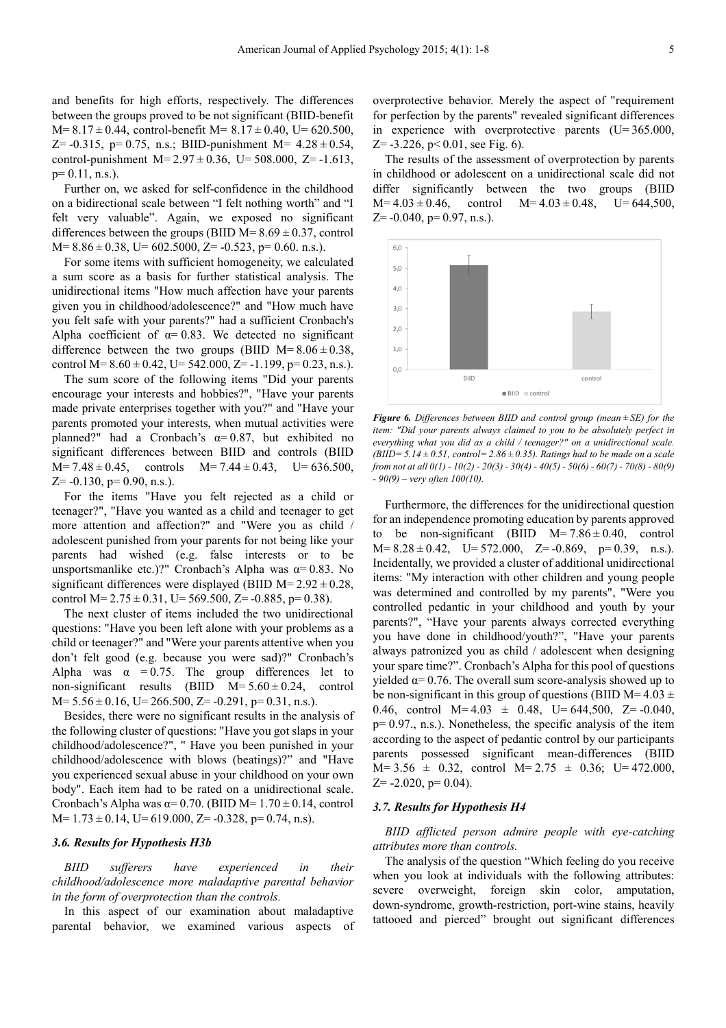and benefits for high efforts, respectively. The differences between the groups proved to be not significant (BIID-benefit M= 8.17 ± 0.44, control-benefit M= 8.17 ± 0.40, U= 620.500, Z= -0.315, p= 0.75, n.s.; BIID-punishment M= 4.28 ± 0.54, control-punishment M= 2.97 ± 0.36, U= 508.000, Z= -1.613, p= 0.11, n.s.).

Further on, we asked for self-confidence in the childhood on a bidirectional scale between "I felt nothing worth" and "I felt very valuable". Again, we exposed no significant differences between the groups (BIID M= 8.69 ± 0.37, control M= 8.86 ± 0.38, U= 602.5000, Z= -0.523, p= 0.60. n.s.).

For some items with sufficient homogeneity, we calculated a sum score as a basis for further statistical analysis. The unidirectional items "How much affection have your parents given you in childhood/adolescence?" and "How much have you felt safe with your parents?" had a sufficient Cronbach's Alpha coefficient of α= 0.83. We detected no significant difference between the two groups (BIID M= 8.06 ± 0.38, control M= 8.60 ± 0.42, U= 542.000, Z= -1.199, p= 0.23, n.s.).

The sum score of the following items "Did your parents encourage your interests and hobbies?", "Have your parents made private enterprises together with you?" and "Have your parents promoted your interests, when mutual activities were planned?" had a Cronbach's α= 0.87, but exhibited no significant differences between BIID and controls (BIID M= 7.48 ± 0.45, controls M= 7.44 ± 0.43, U= 636.500, Z= -0.130, p= 0.90, n.s.).

For the items "Have you felt rejected as a child or teenager?", "Have you wanted as a child and teenager to get more attention and affection?" and "Were you as child / adolescent punished from your parents for not being like your parents had wished (e.g. false interests or to be unsportsmanlike etc.)?" Cronbach's Alpha was α= 0.83. No significant differences were displayed (BIID M= 2.92 ± 0.28, control M= 2.75 ± 0.31, U= 569.500, Z= -0.885, p= 0.38).

The next cluster of items included the two unidirectional questions: "Have you been left alone with your problems as a child or teenager?" and "Were your parents attentive when you don't felt good (e.g. because you were sad)?" Cronbach's Alpha was α = 0.75. The group differences let to non-significant results (BIID M= 5.60 ± 0.24, control M= 5.56 ± 0.16, U= 266.500, Z= -0.291, p= 0.31, n.s.).

Besides, there were no significant results in the analysis of the following cluster of questions: "Have you got slaps in your childhood/adolescence?", " Have you been punished in your childhood/adolescence with blows (beatings)?" and "Have you experienced sexual abuse in your childhood on your own body". Each item had to be rated on a unidirectional scale. Cronbach's Alpha was α= 0.70. (BIID M= 1.70 ± 0.14, control M= 1.73 ± 0.14, U= 619.000, Z= -0.328, p= 0.74, n.s).

### 3.6. Results for Hypothesis H3b

*BIID sufferers have experienced in their childhood/adolescence more maladaptive parental behavior in the form of overprotection than the controls.*

In this aspect of our examination about maladaptive parental behavior, we examined various aspects of overprotective behavior. Merely the aspect of "requirement for perfection by the parents" revealed significant differences in experience with overprotective parents (U= 365.000, Z= -3.226, p< 0.01, see Fig. 6).

The results of the assessment of overprotection by parents in childhood or adolescent on a unidirectional scale did not differ significantly between the two groups (BIID M= 4.03 ± 0.46, control M= 4.03 ± 0.48, U= 644,500, Z= -0.040, p= 0.97, n.s.).

***Figure 6.*** *Differences between BIID and control group (mean ± SE) for the item: "Did your parents always claimed to you to be absolutely perfect in everything what you did as a child / teenager?" on a unidirectional scale. (BIID= 5.14 ± 0.51, control= 2.86 ± 0.35). Ratings had to be made on a scale from not at all 0(1) - 10(2) - 20(3) - 30(4) - 40(5) - 50(6) - 60(7) - 70(8) - 80(9) - 90(9) – very often 100(10).*

Furthermore, the differences for the unidirectional question for an independence promoting education by parents approved to be non-significant (BIID M= 7.86 ± 0.40, control M= 8.28 ± 0.42, U= 572.000, Z= -0.869, p= 0.39, n.s.). Incidentally, we provided a cluster of additional unidirectional items: "My interaction with other children and young people was determined and controlled by my parents", "Were you controlled pedantic in your childhood and youth by your parents?", "Have your parents always corrected everything you have done in childhood/youth?", "Have your parents always patronized you as child / adolescent when designing your spare time?". Cronbach's Alpha for this pool of questions yielded α= 0.76. The overall sum score-analysis showed up to be non-significant in this group of questions (BIID M= 4.03 ± 0.46, control M= 4.03 ± 0.48, U= 644,500, Z= -0.040, p= 0.97., n.s.). Nonetheless, the specific analysis of the item according to the aspect of pedantic control by our participants parents possessed significant mean-differences (BIID M= 3.56 ± 0.32, control M= 2.75 ± 0.36; U= 472.000, Z= -2.020, p= 0.04).

### 3.7. Results for Hypothesis H4

*BIID afflicted person admire people with eye-catching attributes more than controls.*

The analysis of the question "Which feeling do you receive when you look at individuals with the following attributes: severe overweight, foreign skin color, amputation, down-syndrome, growth-restriction, port-wine stains, heavily tattooed and pierced" brought out significant differences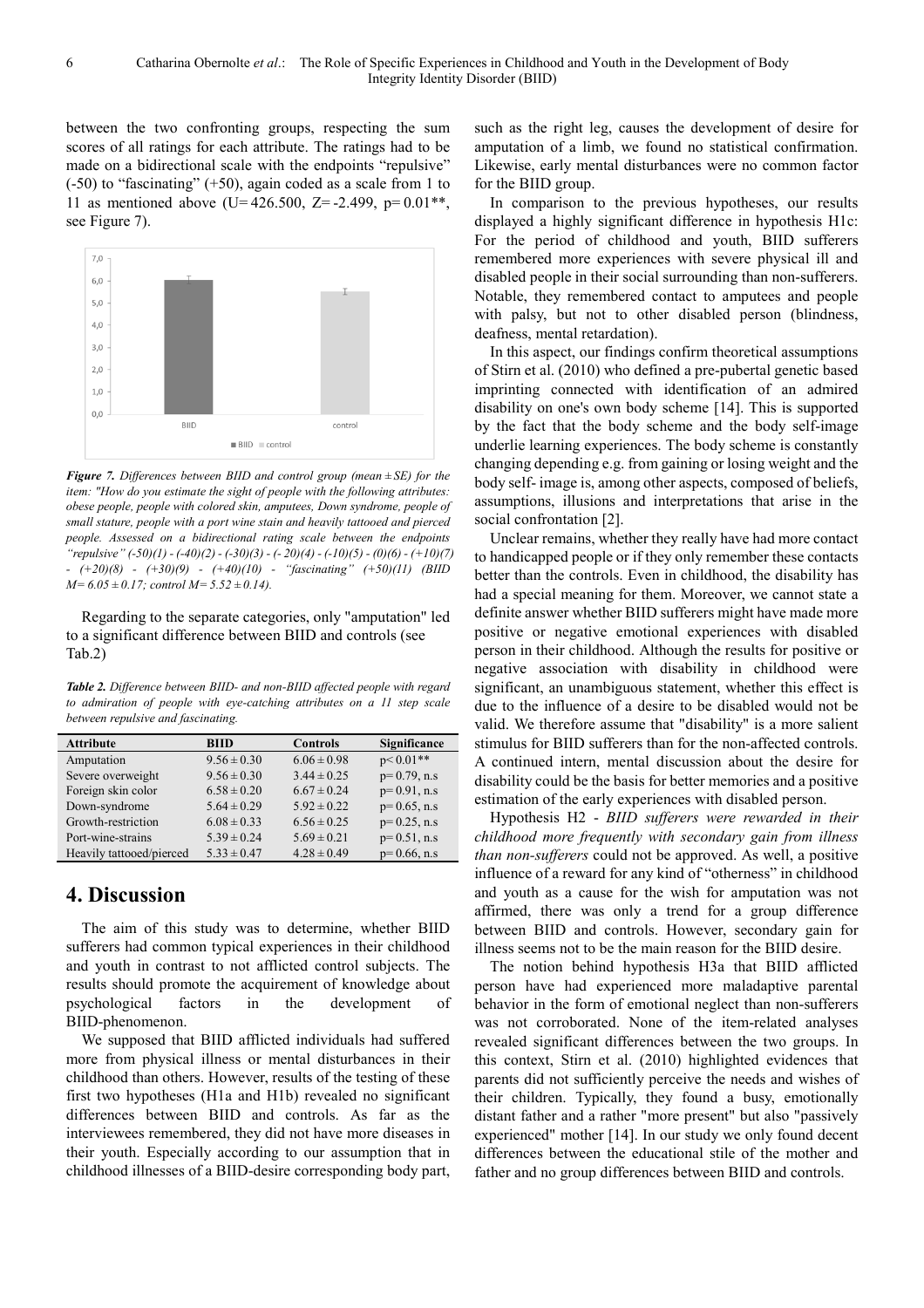between the two confronting groups, respecting the sum scores of all ratings for each attribute. The ratings had to be made on a bidirectional scale with the endpoints "repulsive" (-50) to "fascinating" (+50), again coded as a scale from 1 to 11 as mentioned above ($U= 426.500$, $Z= -2.499$, $p= 0.01$**, see Figure 7).

*Figure 7. Differences between BIID and control group (mean ± SE) for the item: "How do you estimate the sight of people with the following attributes: obese people, people with colored skin, amputees, Down syndrome, people of small stature, people with a port wine stain and heavily tattooed and pierced people. Assessed on a bidirectional rating scale between the endpoints "repulsive" (-50)(1) - (-40)(2) - (-30)(3) - (- 20)(4) - (-10)(5) - (0)(6) - (+10)(7) - (+20)(8) - (+30)(9) - (+40)(10) - "fascinating" (+50)(11) (BIID M= 6.05 ± 0.17; control M= 5.52 ± 0.14).*

Regarding to the separate categories, only "amputation" led to a significant difference between BIID and controls (see Tab.2)

*Table 2. Difference between BIID- and non-BIID affected people with regard to admiration of people with eye-catching attributes on a 11 step scale between repulsive and fascinating.*

| Attribute | BIID | Controls | Significance |
|---|---|---|---|
| Amputation | 9.56 ± 0.30 | 6.06 ± 0.98 | p< 0.01** |
| Severe overweight | 9.56 ± 0.30 | 3.44 ± 0.25 | p= 0.79, n.s |
| Foreign skin color | 6.58 ± 0.20 | 6.67 ± 0.24 | p= 0.91, n.s |
| Down-syndrome | 5.64 ± 0.29 | 5.92 ± 0.22 | p= 0.65, n.s |
| Growth-restriction | 6.08 ± 0.33 | 6.56 ± 0.25 | p= 0.25, n.s |
| Port-wine-strains | 5.39 ± 0.24 | 5.69 ± 0.21 | p= 0.51, n.s |
| Heavily tattooed/pierced | 5.33 ± 0.47 | 4.28 ± 0.49 | p= 0.66, n.s |

## 4. Discussion

The aim of this study was to determine, whether BIID sufferers had common typical experiences in their childhood and youth in contrast to not afflicted control subjects. The results should promote the acquirement of knowledge about psychological factors in the development of BIID-phenomenon.

We supposed that BIID afflicted individuals had suffered more from physical illness or mental disturbances in their childhood than others. However, results of the testing of these first two hypotheses (H1a and H1b) revealed no significant differences between BIID and controls. As far as the interviewees remembered, they did not have more diseases in their youth. Especially according to our assumption that in childhood illnesses of a BIID-desire corresponding body part, such as the right leg, causes the development of desire for amputation of a limb, we found no statistical confirmation. Likewise, early mental disturbances were no common factor for the BIID group.

In comparison to the previous hypotheses, our results displayed a highly significant difference in hypothesis H1c: For the period of childhood and youth, BIID sufferers remembered more experiences with severe physical ill and disabled people in their social surrounding than non-sufferers. Notable, they remembered contact to amputees and people with palsy, but not to other disabled person (blindness, deafness, mental retardation).

In this aspect, our findings confirm theoretical assumptions of Stirn et al. (2010) who defined a pre-pubertal genetic based imprinting connected with identification of an admired disability on one's own body scheme [14]. This is supported by the fact that the body scheme and the body self-image underlie learning experiences. The body scheme is constantly changing depending e.g. from gaining or losing weight and the body self- image is, among other aspects, composed of beliefs, assumptions, illusions and interpretations that arise in the social confrontation [2].

Unclear remains, whether they really have had more contact to handicapped people or if they only remember these contacts better than the controls. Even in childhood, the disability has had a special meaning for them. Moreover, we cannot state a definite answer whether BIID sufferers might have made more positive or negative emotional experiences with disabled person in their childhood. Although the results for positive or negative association with disability in childhood were significant, an unambiguous statement, whether this effect is due to the influence of a desire to be disabled would not be valid. We therefore assume that "disability" is a more salient stimulus for BIID sufferers than for the non-affected controls. A continued intern, mental discussion about the desire for disability could be the basis for better memories and a positive estimation of the early experiences with disabled person.

Hypothesis H2 - *BIID sufferers were rewarded in their childhood more frequently with secondary gain from illness than non-sufferers* could not be approved. As well, a positive influence of a reward for any kind of "otherness" in childhood and youth as a cause for the wish for amputation was not affirmed, there was only a trend for a group difference between BIID and controls. However, secondary gain for illness seems not to be the main reason for the BIID desire.

The notion behind hypothesis H3a that BIID afflicted person have had experienced more maladaptive parental behavior in the form of emotional neglect than non-sufferers was not corroborated. None of the item-related analyses revealed significant differences between the two groups. In this context, Stirn et al. (2010) highlighted evidences that parents did not sufficiently perceive the needs and wishes of their children. Typically, they found a busy, emotionally distant father and a rather "more present" but also "passively experienced" mother [14]. In our study we only found decent differences between the educational stile of the mother and father and no group differences between BIID and controls.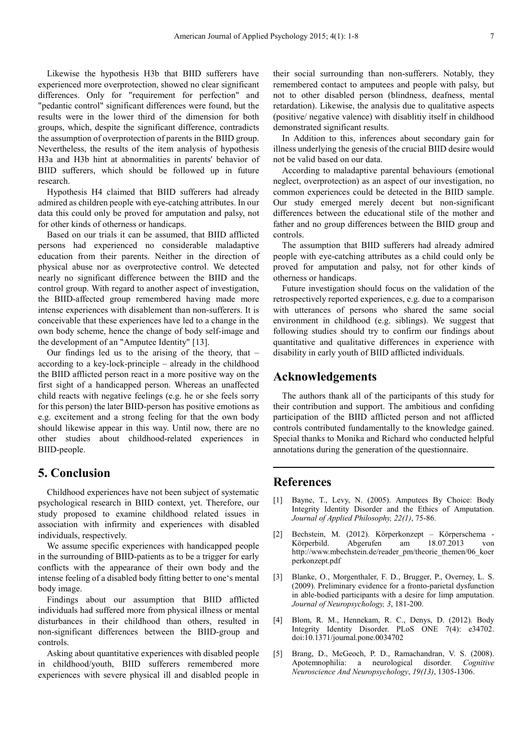Likewise the hypothesis H3b that BIID sufferers have experienced more overprotection, showed no clear significant differences. Only for "requirement for perfection" and "pedantic control" significant differences were found, but the results were in the lower third of the dimension for both groups, which, despite the significant difference, contradicts the assumption of overprotection of parents in the BIID group. Nevertheless, the results of the item analysis of hypothesis H3a and H3b hint at abnormalities in parents' behavior of BIID sufferers, which should be followed up in future research.

Hypothesis H4 claimed that BIID sufferers had already admired as children people with eye-catching attributes. In our data this could only be proved for amputation and palsy, not for other kinds of otherness or handicaps.

Based on our trials it can be assumed, that BIID afflicted persons had experienced no considerable maladaptive education from their parents. Neither in the direction of physical abuse nor as overprotective control. We detected nearly no significant difference between the BIID and the control group. With regard to another aspect of investigation, the BIID-affected group remembered having made more intense experiences with disablement than non-sufferers. It is conceivable that these experiences have led to a change in the own body scheme, hence the change of body self-image and the development of an "Amputee Identity" [13].

Our findings led us to the arising of the theory, that – according to a key-lock-principle – already in the childhood the BIID afflicted person react in a more positive way on the first sight of a handicapped person. Whereas an unaffected child reacts with negative feelings (e.g. he or she feels sorry for this person) the later BIID-person has positive emotions as e.g. excitement and a strong feeling for that the own body should likewise appear in this way. Until now, there are no other studies about childhood-related experiences in BIID-people.

## 5. Conclusion

Childhood experiences have not been subject of systematic psychological research in BIID context, yet. Therefore, our study proposed to examine childhood related issues in association with infirmity and experiences with disabled individuals, respectively.

We assume specific experiences with handicapped people in the surrounding of BIID-patients as to be a trigger for early conflicts with the appearance of their own body and the intense feeling of a disabled body fitting better to one's mental body image.

Findings about our assumption that BIID afflicted individuals had suffered more from physical illness or mental disturbances in their childhood than others, resulted in non-significant differences between the BIID-group and controls.

Asking about quantitative experiences with disabled people in childhood/youth, BIID sufferers remembered more experiences with severe physical ill and disabled people in their social surrounding than non-sufferers. Notably, they remembered contact to amputees and people with palsy, but not to other disabled person (blindness, deafness, mental retardation). Likewise, the analysis due to qualitative aspects (positive/ negative valence) with disablitiy itself in childhood demonstrated significant results.

In Addition to this, inferences about secondary gain for illness underlying the genesis of the crucial BIID desire would not be valid based on our data.

According to maladaptive parental behaviours (emotional neglect, overprotection) as an aspect of our investigation, no common experiences could be detected in the BIID sample. Our study emerged merely decent but non-significant differences between the educational stile of the mother and father and no group differences between the BIID group and controls.

The assumption that BIID sufferers had already admired people with eye-catching attributes as a child could only be proved for amputation and palsy, not for other kinds of otherness or handicaps.

Future investigation should focus on the validation of the retrospectively reported experiences, e.g. due to a comparison with utterances of persons who shared the same social environment in childhood (e.g. siblings). We suggest that following studies should try to confirm our findings about quantitative and qualitative differences in experience with disability in early youth of BIID afflicted individuals.

## Acknowledgements

The authors thank all of the participants of this study for their contribution and support. The ambitious and confiding participation of the BIID afflicted person and not afflicted controls contributed fundamentally to the knowledge gained. Special thanks to Monika and Richard who conducted helpful annotations during the generation of the questionnaire.

## References

[1] Bayne, T., Levy, N. (2005). Amputees By Choice: Body Integrity Identity Disorder and the Ethics of Amputation. *Journal of Applied Philosophy, 22(1)*, 75-86.

[2] Bechstein, M. (2012). Körperkonzept – Körperschema - Körperbild. Abgerufen am 18.07.2013 von http://www.mbechstein.de/reader_pm/theorie_themen/06_koerperkonzept.pdf

[3] Blanke, O., Morgenthaler, F. D., Brugger, P., Overney, L. S. (2009). Preliminary evidence for a fronto-parietal dysfunction in able-bodied participants with a desire for limp amputation. *Journal of Neuropsychology, 3*, 181-200.

[4] Blom, R. M., Hennekam, R. C., Denys, D. (2012). Body Integrity Identity Disorder. PLoS ONE 7(4): e34702. doi:10.1371/journal.pone.0034702

[5] Brang, D., McGeoch, P. D., Ramachandran, V. S. (2008). Apotemnophilia: a neurological disorder. *Cognitive Neuroscience And Neuropsychology*, *19(13)*, 1305-1306.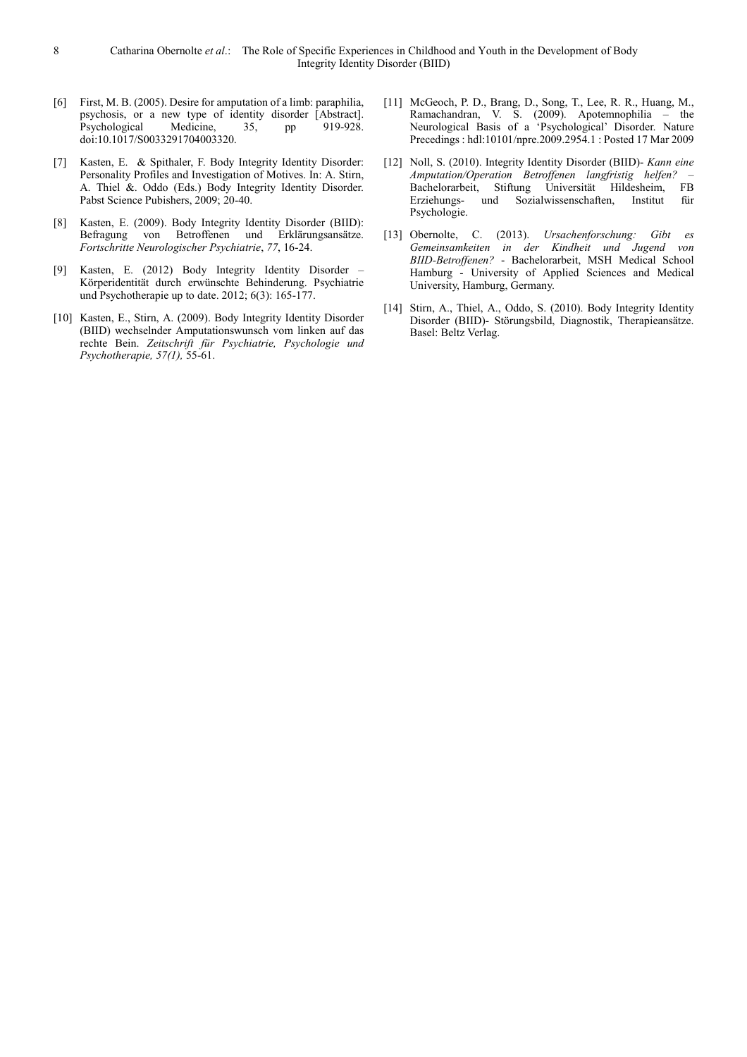[6] First, M. B. (2005). Desire for amputation of a limb: paraphilia, psychosis, or a new type of identity disorder [Abstract]. Psychological Medicine, 35, pp 919-928. doi:10.1017/S0033291704003320.

[7] Kasten, E. & Spithaler, F. Body Integrity Identity Disorder: Personality Profiles and Investigation of Motives. In: A. Stirn, A. Thiel &. Oddo (Eds.) Body Integrity Identity Disorder. Pabst Science Pubishers, 2009; 20-40.

[8] Kasten, E. (2009). Body Integrity Identity Disorder (BIID): Befragung von Betroffenen und Erklärungsansätze. *Fortschritte Neurologischer Psychiatrie*, *77*, 16-24.

[9] Kasten, E. (2012) Body Integrity Identity Disorder – Körperidentität durch erwünschte Behinderung. Psychiatrie und Psychotherapie up to date. 2012; 6(3): 165-177.

[10] Kasten, E., Stirn, A. (2009). Body Integrity Identity Disorder (BIID) wechselnder Amputationswunsch vom linken auf das rechte Bein. *Zeitschrift für Psychiatrie, Psychologie und Psychotherapie, 57(1),* 55-61.

[11] McGeoch, P. D., Brang, D., Song, T., Lee, R. R., Huang, M., Ramachandran, V. S. (2009). Apotemnophilia – the Neurological Basis of a 'Psychological' Disorder. Nature Precedings : hdl:10101/npre.2009.2954.1 : Posted 17 Mar 2009

[12] Noll, S. (2010). Integrity Identity Disorder (BIID)- *Kann eine Amputation/Operation Betroffenen langfristig helfen?* – Bachelorarbeit, Stiftung Universität Hildesheim, FB Erziehungs- und Sozialwissenschaften, Institut für Psychologie.

[13] Obernolte, C. (2013). *Ursachenforschung: Gibt es Gemeinsamkeiten in der Kindheit und Jugend von BIID-Betroffenen?* - Bachelorarbeit, MSH Medical School Hamburg - University of Applied Sciences and Medical University, Hamburg, Germany.

[14] Stirn, A., Thiel, A., Oddo, S. (2010). Body Integrity Identity Disorder (BIID)- Störungsbild, Diagnostik, Therapieansätze. Basel: Beltz Verlag.